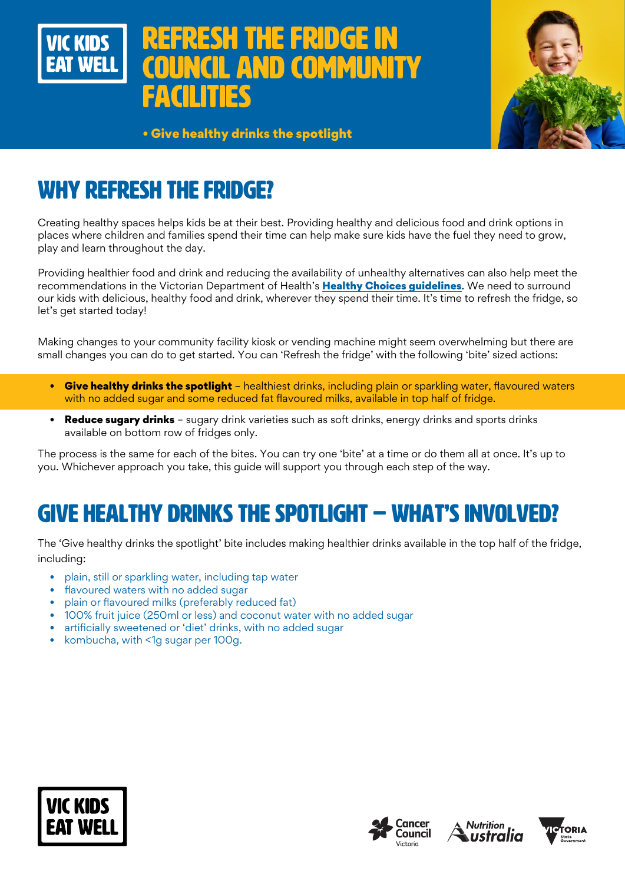VIC KIDS EAT WELL

# REFRESH THE FRIDGE IN COUNCIL AND COMMUNITY FACILITIES

• Give healthy drinks the spotlight

## WHY REFRESH THE FRIDGE?

Creating healthy spaces helps kids be at their best. Providing healthy and delicious food and drink options in places where children and families spend their time can help make sure kids have the fuel they need to grow, play and learn throughout the day.

Providing healthier food and drink and reducing the availability of unhealthy alternatives can also help meet the recommendations in the Victorian Department of Health's **Healthy Choices guidelines**. We need to surround our kids with delicious, healthy food and drink, wherever they spend their time. It's time to refresh the fridge, so let's get started today!

Making changes to your community facility kiosk or vending machine might seem overwhelming but there are small changes you can do to get started. You can 'Refresh the fridge' with the following 'bite' sized actions:

- **Give healthy drinks the spotlight** – healthiest drinks, including plain or sparkling water, flavoured waters with no added sugar and some reduced fat flavoured milks, available in top half of fridge.
- **Reduce sugary drinks** – sugary drink varieties such as soft drinks, energy drinks and sports drinks available on bottom row of fridges only.

The process is the same for each of the bites. You can try one 'bite' at a time or do them all at once. It's up to you. Whichever approach you take, this guide will support you through each step of the way.

## GIVE HEALTHY DRINKS THE SPOTLIGHT – WHAT'S INVOLVED?

The 'Give healthy drinks the spotlight' bite includes making healthier drinks available in the top half of the fridge, including:

- plain, still or sparkling water, including tap water
- flavoured waters with no added sugar
- plain or flavoured milks (preferably reduced fat)
- 100% fruit juice (250ml or less) and coconut water with no added sugar
- artificially sweetened or 'diet' drinks, with no added sugar
- kombucha, with <1g sugar per 100g.

VIC KIDS EAT WELL

Cancer Council Victoria · Nutrition Australia · Victoria State Government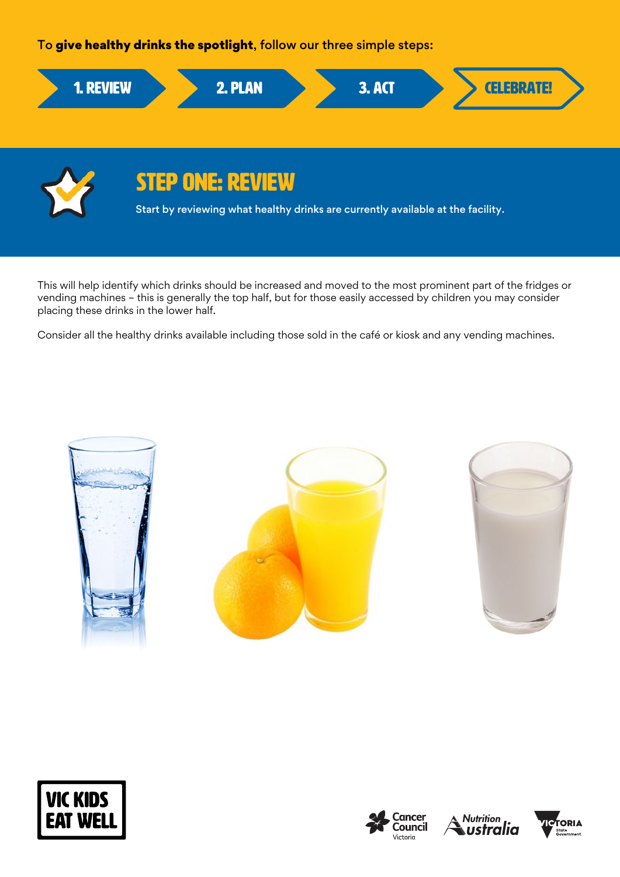To **give healthy drinks the spotlight**, follow our three simple steps:

1. REVIEW → 2. PLAN → 3. ACT → CELEBRATE!

## STEP ONE: REVIEW

Start by reviewing what healthy drinks are currently available at the facility.

This will help identify which drinks should be increased and moved to the most prominent part of the fridges or vending machines – this is generally the top half, but for those easily accessed by children you may consider placing these drinks in the lower half.

Consider all the healthy drinks available including those sold in the café or kiosk and any vending machines.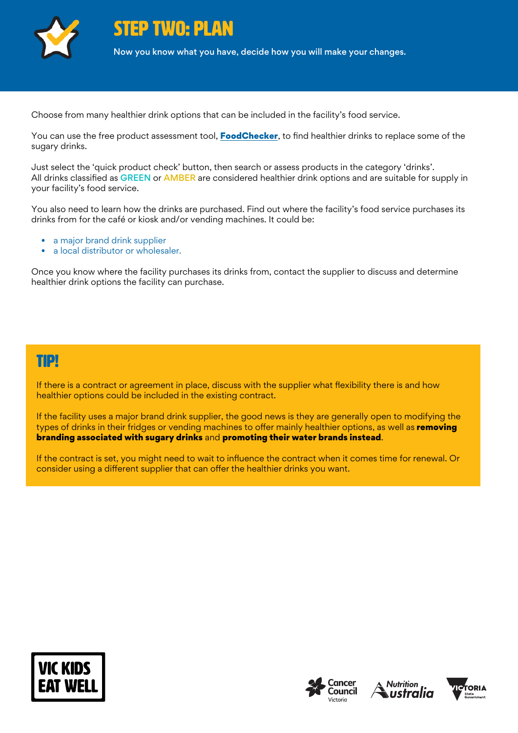# STEP TWO: PLAN

Now you know what you have, decide how you will make your changes.

Choose from many healthier drink options that can be included in the facility's food service.

You can use the free product assessment tool, **FoodChecker**, to find healthier drinks to replace some of the sugary drinks.

Just select the 'quick product check' button, then search or assess products in the category 'drinks'. All drinks classified as GREEN or AMBER are considered healthier drink options and are suitable for supply in your facility's food service.

You also need to learn how the drinks are purchased. Find out where the facility's food service purchases its drinks from for the café or kiosk and/or vending machines. It could be:

- a major brand drink supplier
- a local distributor or wholesaler.

Once you know where the facility purchases its drinks from, contact the supplier to discuss and determine healthier drink options the facility can purchase.

## TIP!

If there is a contract or agreement in place, discuss with the supplier what flexibility there is and how healthier options could be included in the existing contract.

If the facility uses a major brand drink supplier, the good news is they are generally open to modifying the types of drinks in their fridges or vending machines to offer mainly healthier options, as well as **removing branding associated with sugary drinks** and **promoting their water brands instead**.

If the contract is set, you might need to wait to influence the contract when it comes time for renewal. Or consider using a different supplier that can offer the healthier drinks you want.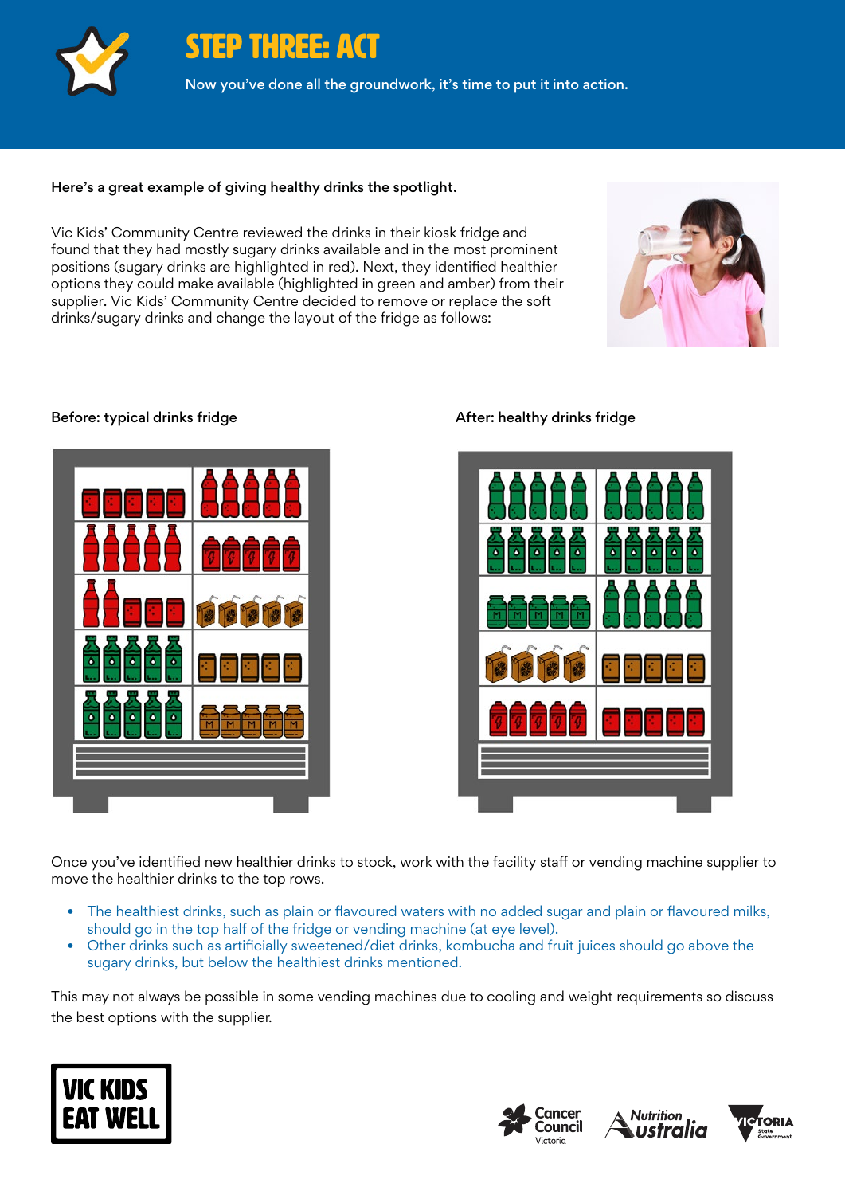# STEP THREE: ACT

Now you've done all the groundwork, it's time to put it into action.

**Here's a great example of giving healthy drinks the spotlight.**

Vic Kids' Community Centre reviewed the drinks in their kiosk fridge and found that they had mostly sugary drinks available and in the most prominent positions (sugary drinks are highlighted in red). Next, they identified healthier options they could make available (highlighted in green and amber) from their supplier. Vic Kids' Community Centre decided to remove or replace the soft drinks/sugary drinks and change the layout of the fridge as follows:

**Before: typical drinks fridge**

**After: healthy drinks fridge**

Once you've identified new healthier drinks to stock, work with the facility staff or vending machine supplier to move the healthier drinks to the top rows.

- The healthiest drinks, such as plain or flavoured waters with no added sugar and plain or flavoured milks, should go in the top half of the fridge or vending machine (at eye level).
- Other drinks such as artificially sweetened/diet drinks, kombucha and fruit juices should go above the sugary drinks, but below the healthiest drinks mentioned.

This may not always be possible in some vending machines due to cooling and weight requirements so discuss the best options with the supplier.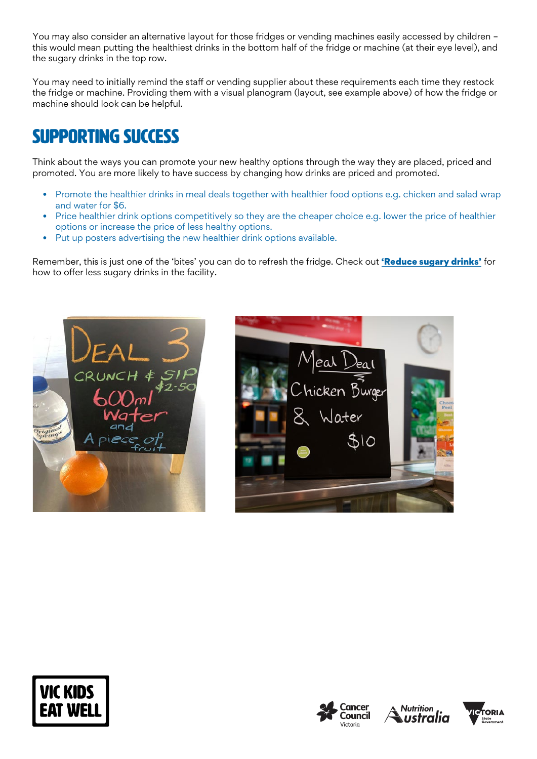You may also consider an alternative layout for those fridges or vending machines easily accessed by children – this would mean putting the healthiest drinks in the bottom half of the fridge or machine (at their eye level), and the sugary drinks in the top row.

You may need to initially remind the staff or vending supplier about these requirements each time they restock the fridge or machine. Providing them with a visual planogram (layout, see example above) of how the fridge or machine should look can be helpful.

# SUPPORTING SUCCESS

Think about the ways you can promote your new healthy options through the way they are placed, priced and promoted. You are more likely to have success by changing how drinks are priced and promoted.

- Promote the healthier drinks in meal deals together with healthier food options e.g. chicken and salad wrap and water for $6.
- Price healthier drink options competitively so they are the cheaper choice e.g. lower the price of healthier options or increase the price of less healthy options.
- Put up posters advertising the new healthier drink options available.

Remember, this is just one of the 'bites' you can do to refresh the fridge. Check out **'Reduce sugary drinks'** for how to offer less sugary drinks in the facility.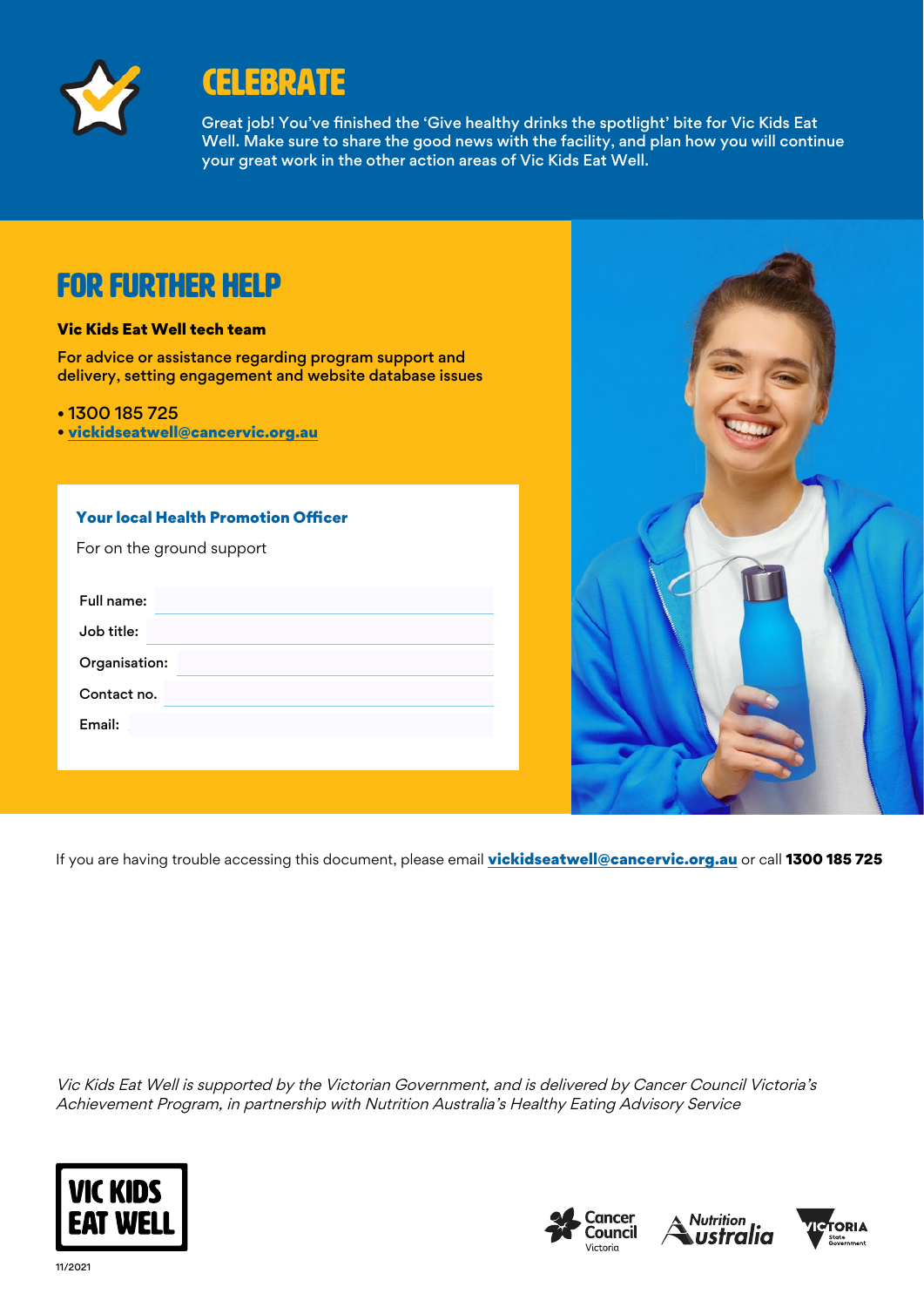# CELEBRATE

Great job! You've finished the 'Give healthy drinks the spotlight' bite for Vic Kids Eat Well. Make sure to share the good news with the facility, and plan how you will continue your great work in the other action areas of Vic Kids Eat Well.

## FOR FURTHER HELP

**Vic Kids Eat Well tech team**

For advice or assistance regarding program support and delivery, setting engagement and website database issues

- 1300 185 725
- **vickidseatwell@cancervic.org.au**

### Your local Health Promotion Officer

For on the ground support

Full name:

Job title:

Organisation:

Contact no.

Email:

If you are having trouble accessing this document, please email **vickidseatwell@cancervic.org.au** or call **1300 185 725**

*Vic Kids Eat Well is supported by the Victorian Government, and is delivered by Cancer Council Victoria's Achievement Program, in partnership with Nutrition Australia's Healthy Eating Advisory Service*

VIC KIDS EAT WELL

Cancer Council Victoria

Nutrition Australia

Victoria State Government

11/2021